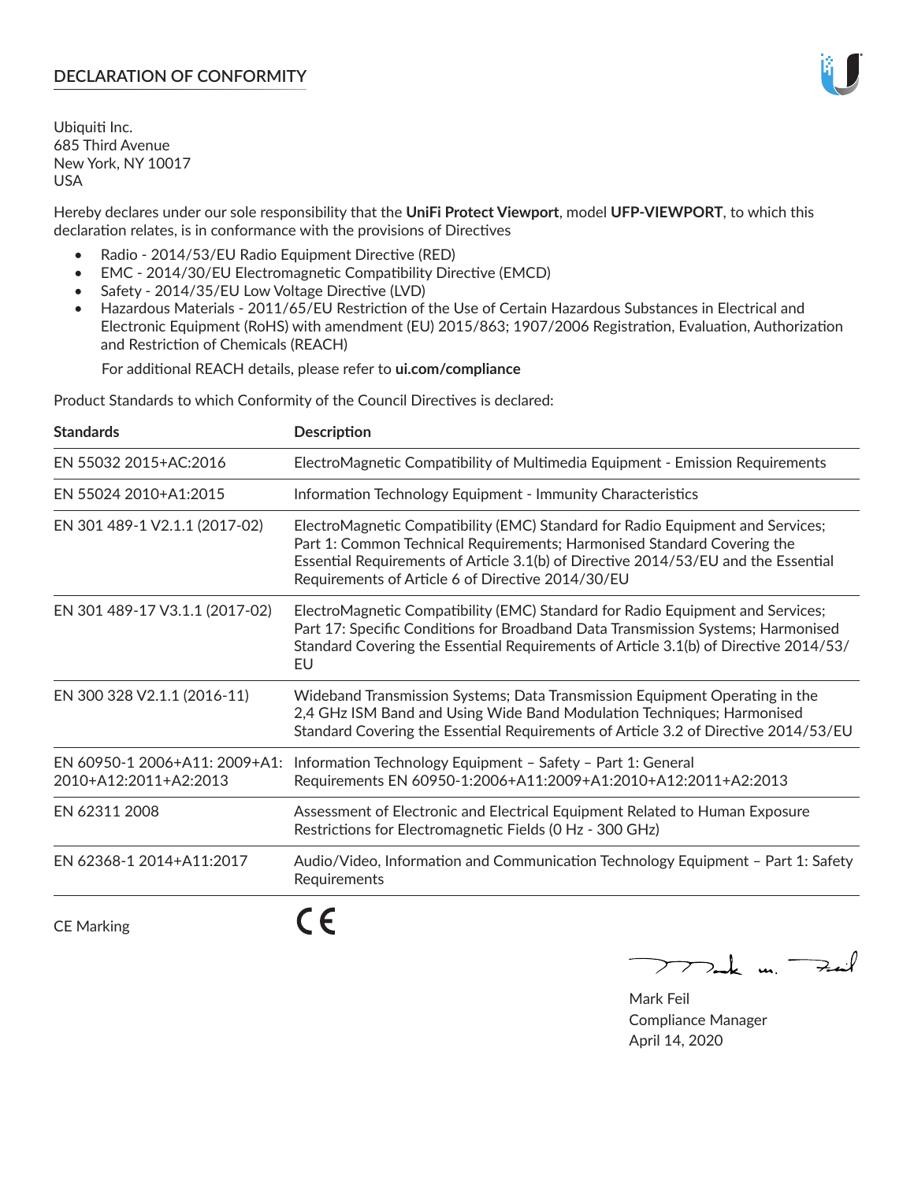# DECLARATION OF CONFORMITY

Ubiquiti Inc.
685 Third Avenue
New York, NY 10017
USA

Hereby declares under our sole responsibility that the **UniFi Protect Viewport**, model **UFP-VIEWPORT**, to which this declaration relates, is in conformance with the provisions of Directives

- Radio - 2014/53/EU Radio Equipment Directive (RED)
- EMC - 2014/30/EU Electromagnetic Compatibility Directive (EMCD)
- Safety - 2014/35/EU Low Voltage Directive (LVD)
- Hazardous Materials - 2011/65/EU Restriction of the Use of Certain Hazardous Substances in Electrical and Electronic Equipment (RoHS) with amendment (EU) 2015/863; 1907/2006 Registration, Evaluation, Authorization and Restriction of Chemicals (REACH)

  For additional REACH details, please refer to **ui.com/compliance**

Product Standards to which Conformity of the Council Directives is declared:

| Standards | Description |
|---|---|
| EN 55032 2015+AC:2016 | ElectroMagnetic Compatibility of Multimedia Equipment - Emission Requirements |
| EN 55024 2010+A1:2015 | Information Technology Equipment - Immunity Characteristics |
| EN 301 489-1 V2.1.1 (2017-02) | ElectroMagnetic Compatibility (EMC) Standard for Radio Equipment and Services; Part 1: Common Technical Requirements; Harmonised Standard Covering the Essential Requirements of Article 3.1(b) of Directive 2014/53/EU and the Essential Requirements of Article 6 of Directive 2014/30/EU |
| EN 301 489-17 V3.1.1 (2017-02) | ElectroMagnetic Compatibility (EMC) Standard for Radio Equipment and Services; Part 17: Specific Conditions for Broadband Data Transmission Systems; Harmonised Standard Covering the Essential Requirements of Article 3.1(b) of Directive 2014/53/EU |
| EN 300 328 V2.1.1 (2016-11) | Wideband Transmission Systems; Data Transmission Equipment Operating in the 2,4 GHz ISM Band and Using Wide Band Modulation Techniques; Harmonised Standard Covering the Essential Requirements of Article 3.2 of Directive 2014/53/EU |
| EN 60950-1 2006+A11: 2009+A1: 2010+A12:2011+A2:2013 | Information Technology Equipment – Safety – Part 1: General Requirements EN 60950-1:2006+A11:2009+A1:2010+A12:2011+A2:2013 |
| EN 62311 2008 | Assessment of Electronic and Electrical Equipment Related to Human Exposure Restrictions for Electromagnetic Fields (0 Hz - 300 GHz) |
| EN 62368-1 2014+A11:2017 | Audio/Video, Information and Communication Technology Equipment – Part 1: Safety Requirements |

CE Marking CE

Mark Feil
Compliance Manager
April 14, 2020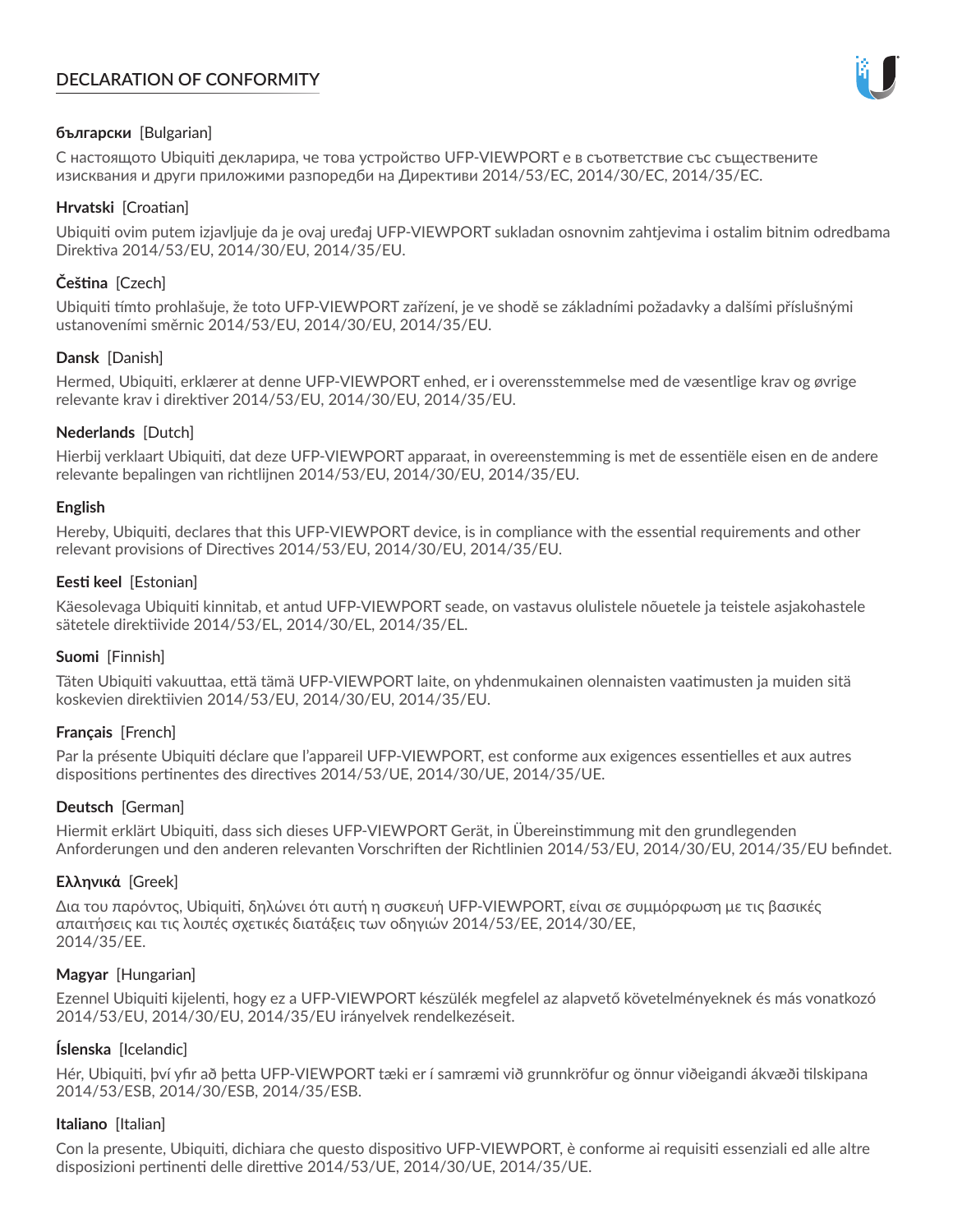# DECLARATION OF CONFORMITY

**български** [Bulgarian]

С настоящото Ubiquiti декларира, че това устройство UFP-VIEWPORT е в съответствие със съществените изисквания и други приложими разпоредби на Директиви 2014/53/ЕС, 2014/30/ЕС, 2014/35/ЕС.

**Hrvatski** [Croatian]

Ubiquiti ovim putem izjavljuje da je ovaj uređaj UFP-VIEWPORT sukladan osnovnim zahtjevima i ostalim bitnim odredbama Direktiva 2014/53/EU, 2014/30/EU, 2014/35/EU.

**Čeština** [Czech]

Ubiquiti tímto prohlašuje, že toto UFP-VIEWPORT zařízení, je ve shodě se základními požadavky a dalšími příslušnými ustanoveními směrnic 2014/53/EU, 2014/30/EU, 2014/35/EU.

**Dansk** [Danish]

Hermed, Ubiquiti, erklærer at denne UFP-VIEWPORT enhed, er i overensstemmelse med de væsentlige krav og øvrige relevante krav i direktiver 2014/53/EU, 2014/30/EU, 2014/35/EU.

**Nederlands** [Dutch]

Hierbij verklaart Ubiquiti, dat deze UFP-VIEWPORT apparaat, in overeenstemming is met de essentiële eisen en de andere relevante bepalingen van richtlijnen 2014/53/EU, 2014/30/EU, 2014/35/EU.

**English**

Hereby, Ubiquiti, declares that this UFP-VIEWPORT device, is in compliance with the essential requirements and other relevant provisions of Directives 2014/53/EU, 2014/30/EU, 2014/35/EU.

**Eesti keel** [Estonian]

Käesolevaga Ubiquiti kinnitab, et antud UFP-VIEWPORT seade, on vastavus olulistele nõuetele ja teistele asjakohastele sätetele direktiivide 2014/53/EL, 2014/30/EL, 2014/35/EL.

**Suomi** [Finnish]

Täten Ubiquiti vakuuttaa, että tämä UFP-VIEWPORT laite, on yhdenmukainen olennaisten vaatimusten ja muiden sitä koskevien direktiivien 2014/53/EU, 2014/30/EU, 2014/35/EU.

**Français** [French]

Par la présente Ubiquiti déclare que l'appareil UFP-VIEWPORT, est conforme aux exigences essentielles et aux autres dispositions pertinentes des directives 2014/53/UE, 2014/30/UE, 2014/35/UE.

**Deutsch** [German]

Hiermit erklärt Ubiquiti, dass sich dieses UFP-VIEWPORT Gerät, in Übereinstimmung mit den grundlegenden Anforderungen und den anderen relevanten Vorschriften der Richtlinien 2014/53/EU, 2014/30/EU, 2014/35/EU befindet.

**Ελληνικά** [Greek]

Δια του παρόντος, Ubiquiti, δηλώνει ότι αυτή η συσκευή UFP-VIEWPORT, είναι σε συμμόρφωση με τις βασικές απαιτήσεις και τις λοιπές σχετικές διατάξεις των οδηγιών 2014/53/EE, 2014/30/EE, 2014/35/EE.

**Magyar** [Hungarian]

Ezennel Ubiquiti kijelenti, hogy ez a UFP-VIEWPORT készülék megfelel az alapvető követelményeknek és más vonatkozó 2014/53/EU, 2014/30/EU, 2014/35/EU irányelvek rendelkezéseit.

**Íslenska** [Icelandic]

Hér, Ubiquiti, því yfir að þetta UFP-VIEWPORT tæki er í samræmi við grunnkröfur og önnur viðeigandi ákvæði tilskipana 2014/53/ESB, 2014/30/ESB, 2014/35/ESB.

**Italiano** [Italian]

Con la presente, Ubiquiti, dichiara che questo dispositivo UFP-VIEWPORT, è conforme ai requisiti essenziali ed alle altre disposizioni pertinenti delle direttive 2014/53/UE, 2014/30/UE, 2014/35/UE.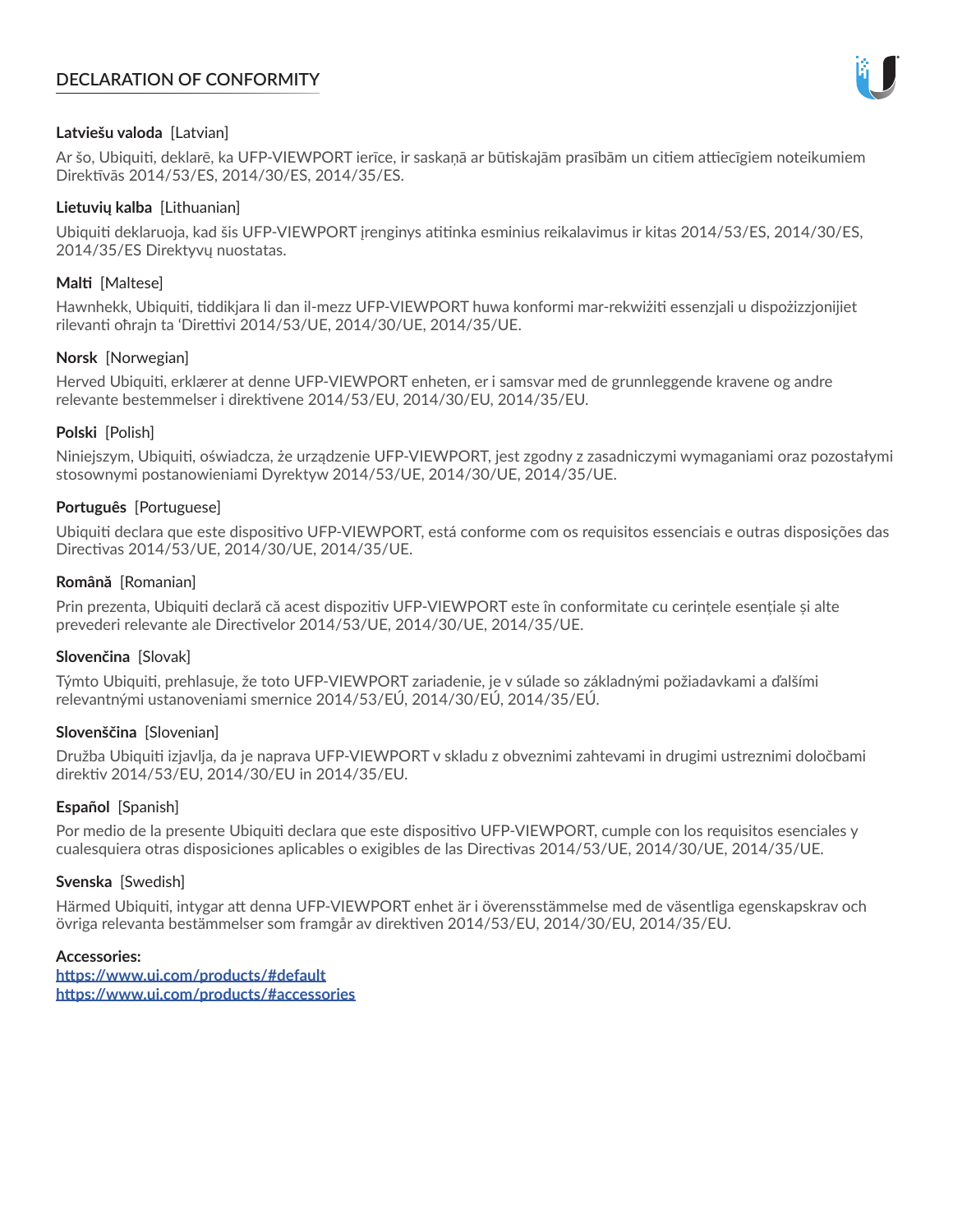# DECLARATION OF CONFORMITY

**Latviešu valoda** [Latvian]

Ar šo, Ubiquiti, deklarē, ka UFP-VIEWPORT ierīce, ir saskaņā ar būtiskajām prasībām un citiem attiecīgiem noteikumiem Direktīvās 2014/53/ES, 2014/30/ES, 2014/35/ES.

**Lietuvių kalba** [Lithuanian]

Ubiquiti deklaruoja, kad šis UFP-VIEWPORT įrenginys atitinka esminius reikalavimus ir kitas 2014/53/ES, 2014/30/ES, 2014/35/ES Direktyvų nuostatas.

**Malti** [Maltese]

Hawnhekk, Ubiquiti, tiddikjara li dan il-mezz UFP-VIEWPORT huwa konformi mar-rekwiżiti essenzjali u dispożizzjonijiet rilevanti oħrajn ta 'Direttivi 2014/53/UE, 2014/30/UE, 2014/35/UE.

**Norsk** [Norwegian]

Herved Ubiquiti, erklærer at denne UFP-VIEWPORT enheten, er i samsvar med de grunnleggende kravene og andre relevante bestemmelser i direktivene 2014/53/EU, 2014/30/EU, 2014/35/EU.

**Polski** [Polish]

Niniejszym, Ubiquiti, oświadcza, że urządzenie UFP-VIEWPORT, jest zgodny z zasadniczymi wymaganiami oraz pozostałymi stosownymi postanowieniami Dyrektyw 2014/53/UE, 2014/30/UE, 2014/35/UE.

**Português** [Portuguese]

Ubiquiti declara que este dispositivo UFP-VIEWPORT, está conforme com os requisitos essenciais e outras disposições das Directivas 2014/53/UE, 2014/30/UE, 2014/35/UE.

**Română** [Romanian]

Prin prezenta, Ubiquiti declară că acest dispozitiv UFP-VIEWPORT este în conformitate cu cerințele esențiale și alte prevederi relevante ale Directivelor 2014/53/UE, 2014/30/UE, 2014/35/UE.

**Slovenčina** [Slovak]

Týmto Ubiquiti, prehlasuje, že toto UFP-VIEWPORT zariadenie, je v súlade so základnými požiadavkami a ďalšími relevantnými ustanoveniami smernice 2014/53/EÚ, 2014/30/EÚ, 2014/35/EÚ.

**Slovenščina** [Slovenian]

Družba Ubiquiti izjavlja, da je naprava UFP-VIEWPORT v skladu z obveznimi zahtevami in drugimi ustreznimi določbami direktiv 2014/53/EU, 2014/30/EU in 2014/35/EU.

**Español** [Spanish]

Por medio de la presente Ubiquiti declara que este dispositivo UFP-VIEWPORT, cumple con los requisitos esenciales y cualesquiera otras disposiciones aplicables o exigibles de las Directivas 2014/53/UE, 2014/30/UE, 2014/35/UE.

**Svenska** [Swedish]

Härmed Ubiquiti, intygar att denna UFP-VIEWPORT enhet är i överensstämmelse med de väsentliga egenskapskrav och övriga relevanta bestämmelser som framgår av direktiven 2014/53/EU, 2014/30/EU, 2014/35/EU.

**Accessories:**
**https://www.ui.com/products/#default**
**https://www.ui.com/products/#accessories**